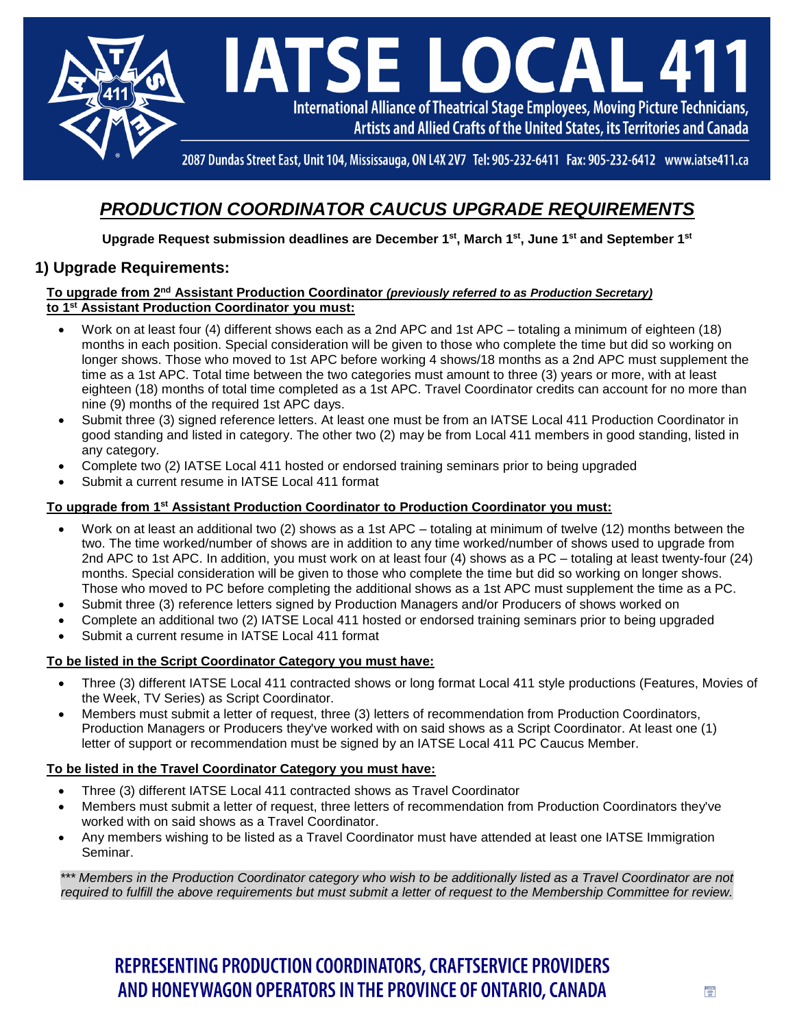# IATSE LOCAL 411

International Alliance of Theatrical Stage Employees, Moving Picture Technicians, Artists and Allied Crafts of the United States, its Territories and Canada

2087 Dundas Street East, Unit 104, Mississauga, ON L4X 2V7 Tel: 905-232-6411 Fax: 905-232-6412 www.iatse411.ca

## *PRODUCTION COORDINATOR CAUCUS UPGRADE REQUIREMENTS*

**Upgrade Request submission deadlines are December 1st, March 1st, June 1st and September 1st**

### 1) Upgrade Requirements:

**To upgrade from 2nd Assistant Production Coordinator *(previously referred to as Production Secretary)* to 1st Assistant Production Coordinator you must:**

- Work on at least four (4) different shows each as a 2nd APC and 1st APC – totaling a minimum of eighteen (18) months in each position. Special consideration will be given to those who complete the time but did so working on longer shows. Those who moved to 1st APC before working 4 shows/18 months as a 2nd APC must supplement the time as a 1st APC. Total time between the two categories must amount to three (3) years or more, with at least eighteen (18) months of total time completed as a 1st APC. Travel Coordinator credits can account for no more than nine (9) months of the required 1st APC days.
- Submit three (3) signed reference letters. At least one must be from an IATSE Local 411 Production Coordinator in good standing and listed in category. The other two (2) may be from Local 411 members in good standing, listed in any category.
- Complete two (2) IATSE Local 411 hosted or endorsed training seminars prior to being upgraded
- Submit a current resume in IATSE Local 411 format

**To upgrade from 1st Assistant Production Coordinator to Production Coordinator you must:**

- Work on at least an additional two (2) shows as a 1st APC – totaling at minimum of twelve (12) months between the two. The time worked/number of shows are in addition to any time worked/number of shows used to upgrade from 2nd APC to 1st APC. In addition, you must work on at least four (4) shows as a PC – totaling at least twenty-four (24) months. Special consideration will be given to those who complete the time but did so working on longer shows. Those who moved to PC before completing the additional shows as a 1st APC must supplement the time as a PC.
- Submit three (3) reference letters signed by Production Managers and/or Producers of shows worked on
- Complete an additional two (2) IATSE Local 411 hosted or endorsed training seminars prior to being upgraded
- Submit a current resume in IATSE Local 411 format

**To be listed in the Script Coordinator Category you must have:**

- Three (3) different IATSE Local 411 contracted shows or long format Local 411 style productions (Features, Movies of the Week, TV Series) as Script Coordinator.
- Members must submit a letter of request, three (3) letters of recommendation from Production Coordinators, Production Managers or Producers they've worked with on said shows as a Script Coordinator. At least one (1) letter of support or recommendation must be signed by an IATSE Local 411 PC Caucus Member.

**To be listed in the Travel Coordinator Category you must have:**

- Three (3) different IATSE Local 411 contracted shows as Travel Coordinator
- Members must submit a letter of request, three letters of recommendation from Production Coordinators they've worked with on said shows as a Travel Coordinator.
- Any members wishing to be listed as a Travel Coordinator must have attended at least one IATSE Immigration Seminar.

**** Members in the Production Coordinator category who wish to be additionally listed as a Travel Coordinator are not required to fulfill the above requirements but must submit a letter of request to the Membership Committee for review.*

**REPRESENTING PRODUCTION COORDINATORS, CRAFTSERVICE PROVIDERS AND HONEYWAGON OPERATORS IN THE PROVINCE OF ONTARIO, CANADA**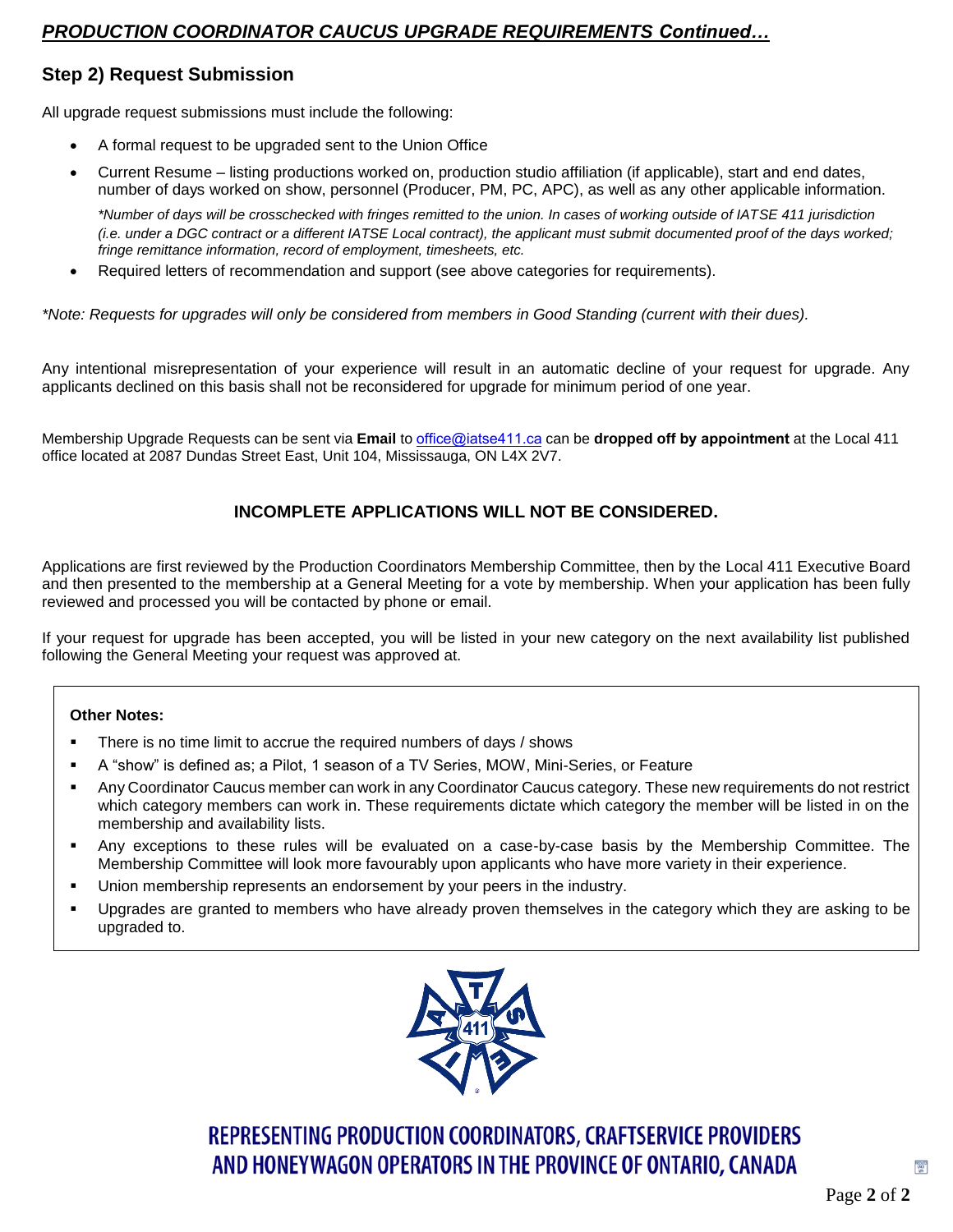## *PRODUCTION COORDINATOR CAUCUS UPGRADE REQUIREMENTS Continued…*

### Step 2) Request Submission

All upgrade request submissions must include the following:

- A formal request to be upgraded sent to the Union Office
- Current Resume – listing productions worked on, production studio affiliation (if applicable), start and end dates, number of days worked on show, personnel (Producer, PM, PC, APC), as well as any other applicable information.

  *\*Number of days will be crosschecked with fringes remitted to the union. In cases of working outside of IATSE 411 jurisdiction (i.e. under a DGC contract or a different IATSE Local contract), the applicant must submit documented proof of the days worked; fringe remittance information, record of employment, timesheets, etc.*
- Required letters of recommendation and support (see above categories for requirements).

*\*Note: Requests for upgrades will only be considered from members in Good Standing (current with their dues).*

Any intentional misrepresentation of your experience will result in an automatic decline of your request for upgrade. Any applicants declined on this basis shall not be reconsidered for upgrade for minimum period of one year.

Membership Upgrade Requests can be sent via **Email** to office@iatse411.ca can be **dropped off by appointment** at the Local 411 office located at 2087 Dundas Street East, Unit 104, Mississauga, ON L4X 2V7.

**INCOMPLETE APPLICATIONS WILL NOT BE CONSIDERED.**

Applications are first reviewed by the Production Coordinators Membership Committee, then by the Local 411 Executive Board and then presented to the membership at a General Meeting for a vote by membership. When your application has been fully reviewed and processed you will be contacted by phone or email.

If your request for upgrade has been accepted, you will be listed in your new category on the next availability list published following the General Meeting your request was approved at.

**Other Notes:**

- There is no time limit to accrue the required numbers of days / shows
- A "show" is defined as; a Pilot, 1 season of a TV Series, MOW, Mini-Series, or Feature
- Any Coordinator Caucus member can work in any Coordinator Caucus category. These new requirements do not restrict which category members can work in. These requirements dictate which category the member will be listed in on the membership and availability lists.
- Any exceptions to these rules will be evaluated on a case-by-case basis by the Membership Committee. The Membership Committee will look more favourably upon applicants who have more variety in their experience.
- Union membership represents an endorsement by your peers in the industry.
- Upgrades are granted to members who have already proven themselves in the category which they are asking to be upgraded to.

REPRESENTING PRODUCTION COORDINATORS, CRAFTSERVICE PROVIDERS AND HONEYWAGON OPERATORS IN THE PROVINCE OF ONTARIO, CANADA